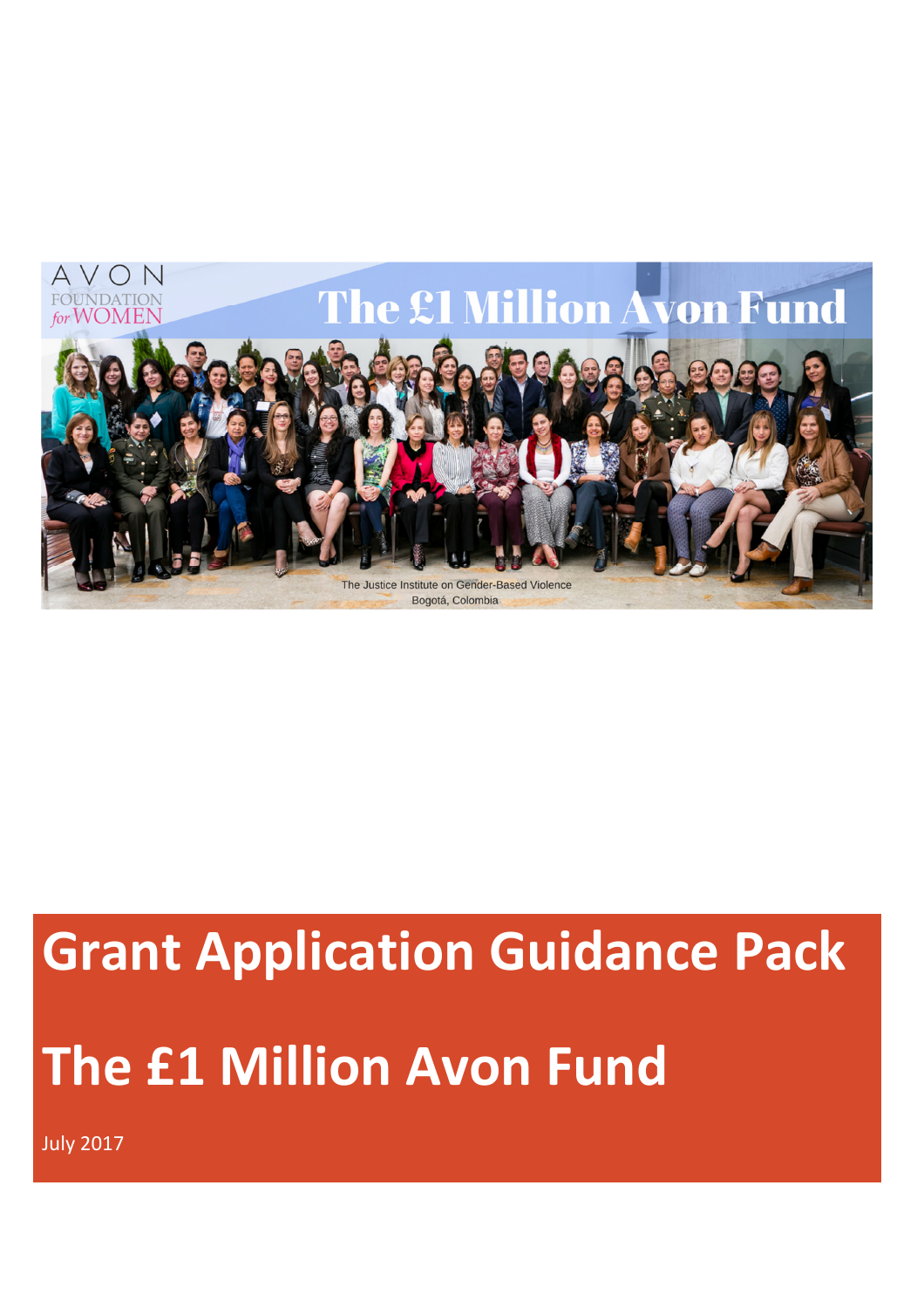AVON FOUNDATION for WOMEN

The £1 Million Avon Fund

The Justice Institute on Gender-Based Violence
Bogotá, Colombia

# Grant Application Guidance Pack

# The £1 Million Avon Fund

July 2017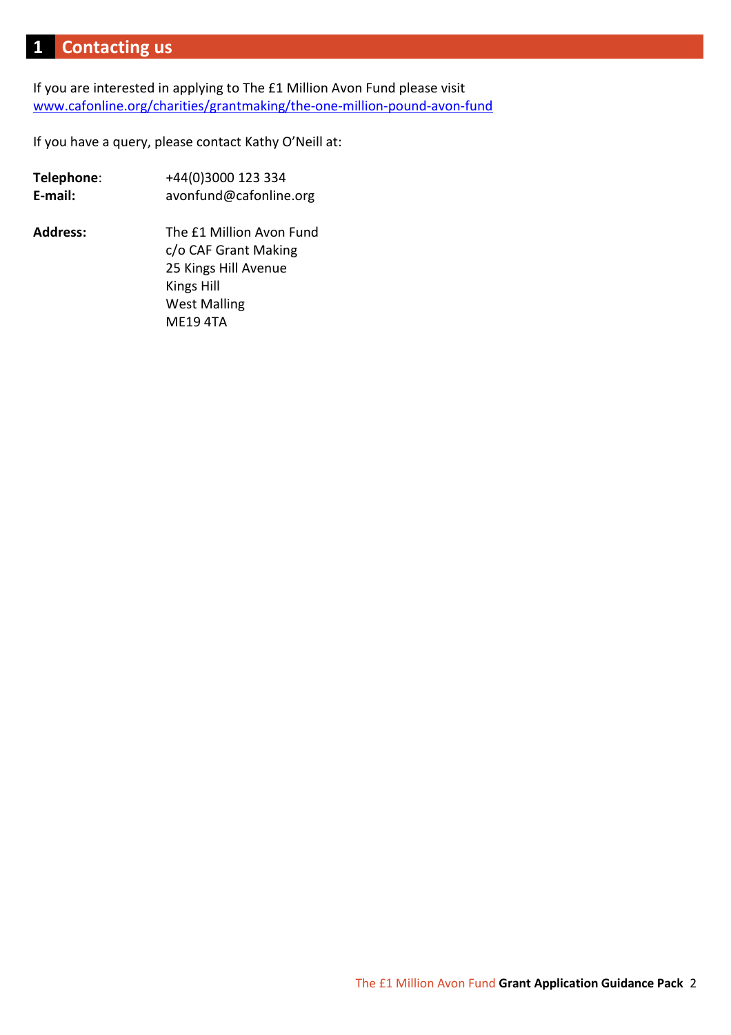# 1 Contacting us

If you are interested in applying to The £1 Million Avon Fund please visit [www.cafonline.org/charities/grantmaking/the-one-million-pound-avon-fund](www.cafonline.org/charities/grantmaking/the-one-million-pound-avon-fund)

If you have a query, please contact Kathy O'Neill at:

**Telephone**: +44(0)3000 123 334
**E-mail:** avonfund@cafonline.org

**Address:** The £1 Million Avon Fund
c/o CAF Grant Making
25 Kings Hill Avenue
Kings Hill
West Malling
ME19 4TA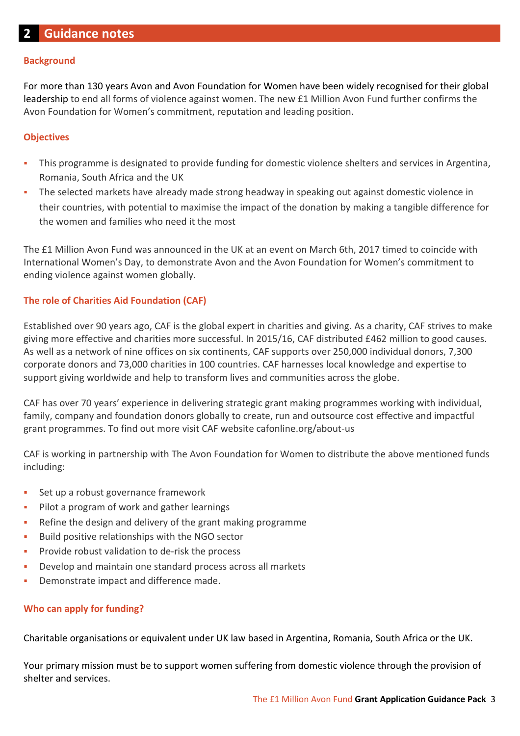## 2 Guidance notes

### Background

For more than 130 years Avon and Avon Foundation for Women have been widely recognised for their global leadership to end all forms of violence against women. The new £1 Million Avon Fund further confirms the Avon Foundation for Women's commitment, reputation and leading position.

### Objectives

- This programme is designated to provide funding for domestic violence shelters and services in Argentina, Romania, South Africa and the UK
- The selected markets have already made strong headway in speaking out against domestic violence in their countries, with potential to maximise the impact of the donation by making a tangible difference for the women and families who need it the most

The £1 Million Avon Fund was announced in the UK at an event on March 6th, 2017 timed to coincide with International Women's Day, to demonstrate Avon and the Avon Foundation for Women's commitment to ending violence against women globally.

### The role of Charities Aid Foundation (CAF)

Established over 90 years ago, CAF is the global expert in charities and giving. As a charity, CAF strives to make giving more effective and charities more successful. In 2015/16, CAF distributed £462 million to good causes. As well as a network of nine offices on six continents, CAF supports over 250,000 individual donors, 7,300 corporate donors and 73,000 charities in 100 countries. CAF harnesses local knowledge and expertise to support giving worldwide and help to transform lives and communities across the globe.

CAF has over 70 years' experience in delivering strategic grant making programmes working with individual, family, company and foundation donors globally to create, run and outsource cost effective and impactful grant programmes. To find out more visit CAF website cafonline.org/about-us

CAF is working in partnership with The Avon Foundation for Women to distribute the above mentioned funds including:

- Set up a robust governance framework
- Pilot a program of work and gather learnings
- Refine the design and delivery of the grant making programme
- Build positive relationships with the NGO sector
- Provide robust validation to de-risk the process
- Develop and maintain one standard process across all markets
- Demonstrate impact and difference made.

### Who can apply for funding?

Charitable organisations or equivalent under UK law based in Argentina, Romania, South Africa or the UK.

Your primary mission must be to support women suffering from domestic violence through the provision of shelter and services.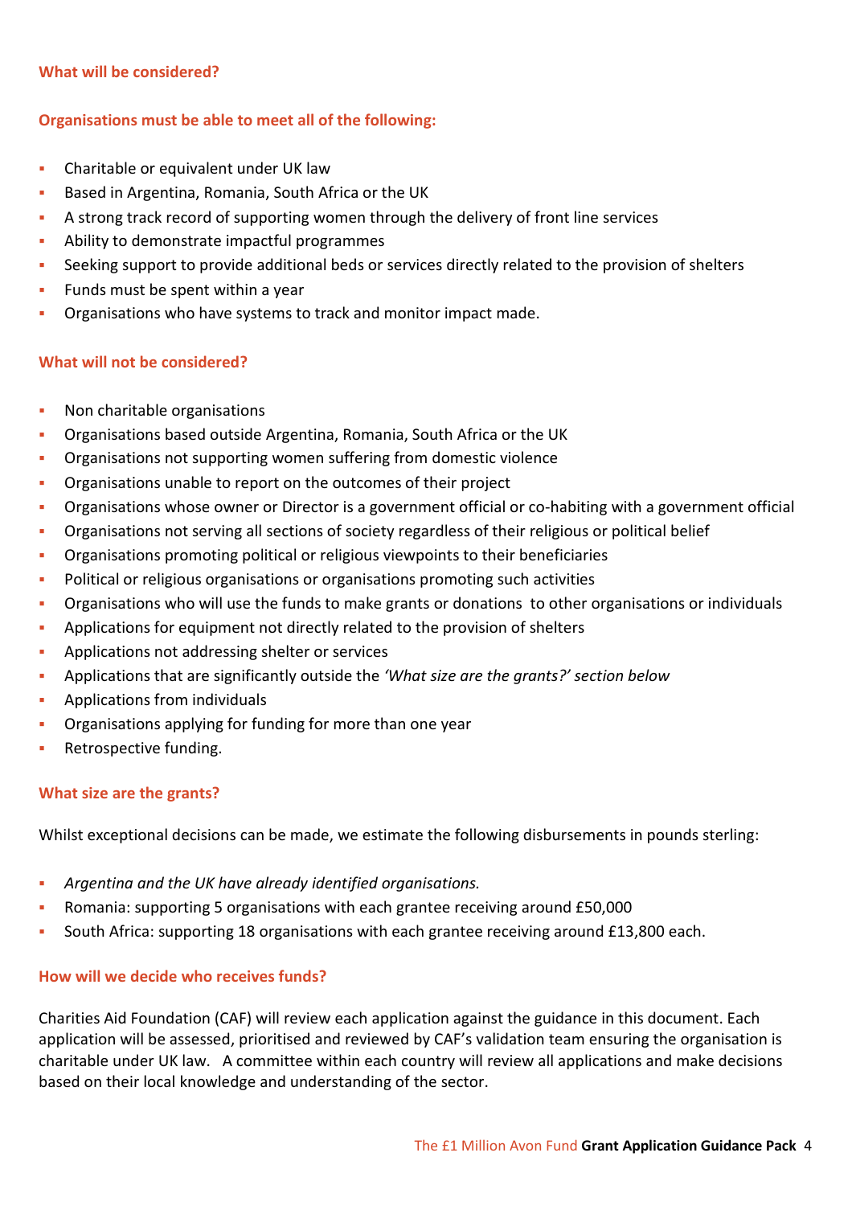## What will be considered?

### Organisations must be able to meet all of the following:

- Charitable or equivalent under UK law
- Based in Argentina, Romania, South Africa or the UK
- A strong track record of supporting women through the delivery of front line services
- Ability to demonstrate impactful programmes
- Seeking support to provide additional beds or services directly related to the provision of shelters
- Funds must be spent within a year
- Organisations who have systems to track and monitor impact made.

## What will not be considered?

- Non charitable organisations
- Organisations based outside Argentina, Romania, South Africa or the UK
- Organisations not supporting women suffering from domestic violence
- Organisations unable to report on the outcomes of their project
- Organisations whose owner or Director is a government official or co-habiting with a government official
- Organisations not serving all sections of society regardless of their religious or political belief
- Organisations promoting political or religious viewpoints to their beneficiaries
- Political or religious organisations or organisations promoting such activities
- Organisations who will use the funds to make grants or donations to other organisations or individuals
- Applications for equipment not directly related to the provision of shelters
- Applications not addressing shelter or services
- Applications that are significantly outside the *'What size are the grants?' section below*
- Applications from individuals
- Organisations applying for funding for more than one year
- Retrospective funding.

## What size are the grants?

Whilst exceptional decisions can be made, we estimate the following disbursements in pounds sterling:

- *Argentina and the UK have already identified organisations.*
- Romania: supporting 5 organisations with each grantee receiving around £50,000
- South Africa: supporting 18 organisations with each grantee receiving around £13,800 each.

## How will we decide who receives funds?

Charities Aid Foundation (CAF) will review each application against the guidance in this document. Each application will be assessed, prioritised and reviewed by CAF's validation team ensuring the organisation is charitable under UK law. A committee within each country will review all applications and make decisions based on their local knowledge and understanding of the sector.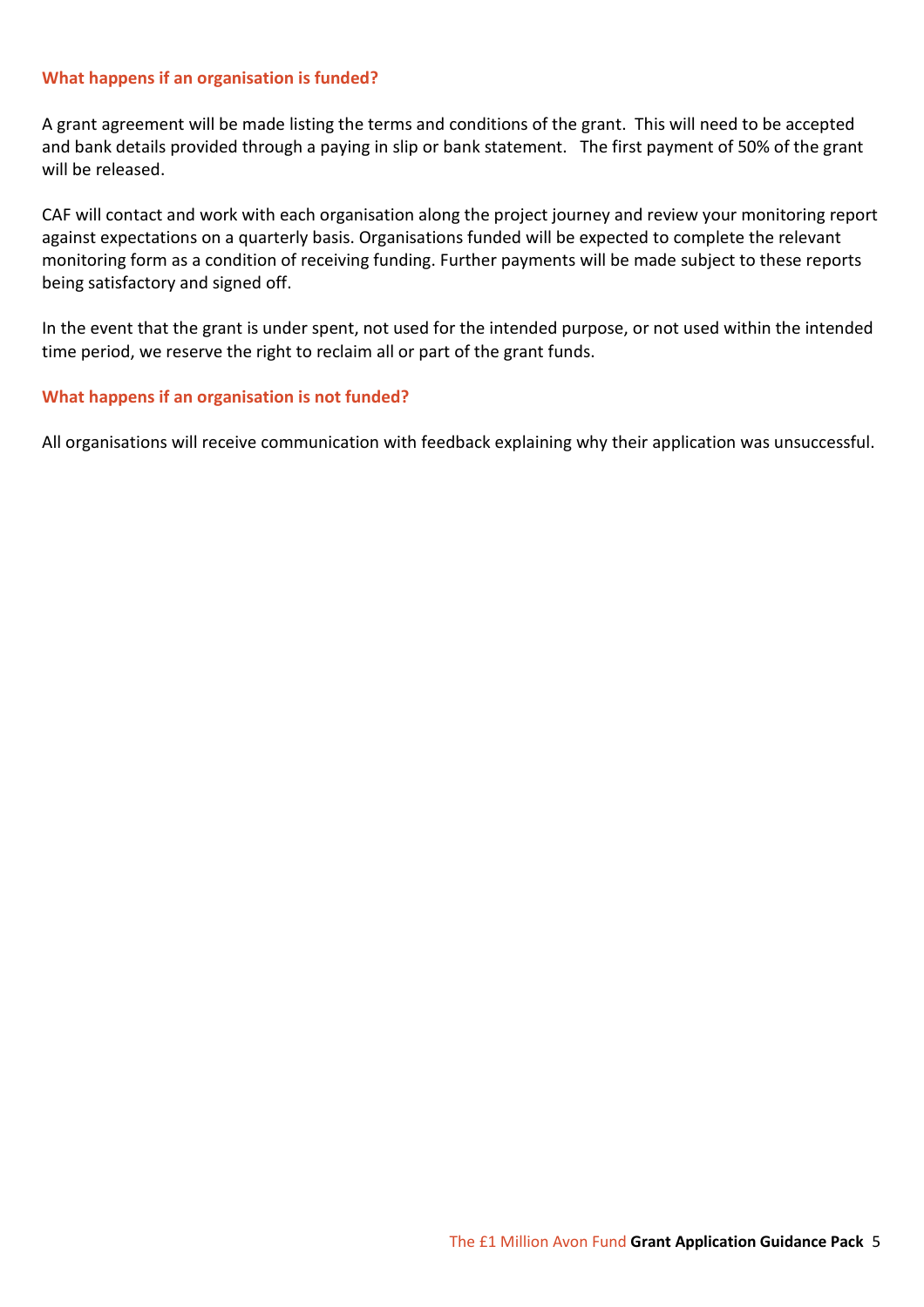## What happens if an organisation is funded?

A grant agreement will be made listing the terms and conditions of the grant. This will need to be accepted and bank details provided through a paying in slip or bank statement. The first payment of 50% of the grant will be released.

CAF will contact and work with each organisation along the project journey and review your monitoring report against expectations on a quarterly basis. Organisations funded will be expected to complete the relevant monitoring form as a condition of receiving funding. Further payments will be made subject to these reports being satisfactory and signed off.

In the event that the grant is under spent, not used for the intended purpose, or not used within the intended time period, we reserve the right to reclaim all or part of the grant funds.

## What happens if an organisation is not funded?

All organisations will receive communication with feedback explaining why their application was unsuccessful.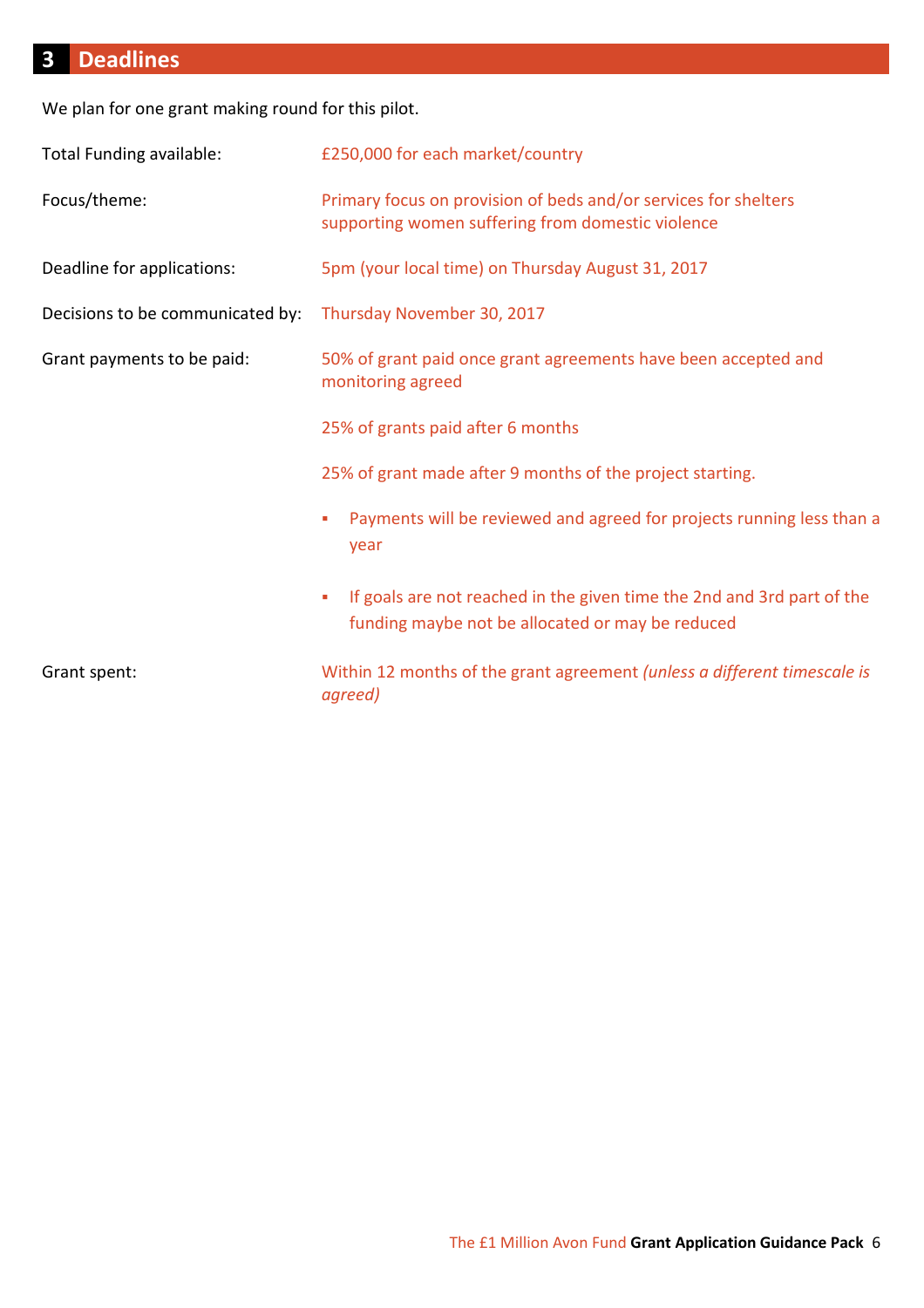## 3 Deadlines

We plan for one grant making round for this pilot.

| | |
|---|---|
| Total Funding available: | £250,000 for each market/country |
| Focus/theme: | Primary focus on provision of beds and/or services for shelters supporting women suffering from domestic violence |
| Deadline for applications: | 5pm (your local time) on Thursday August 31, 2017 |
| Decisions to be communicated by: | Thursday November 30, 2017 |
| Grant payments to be paid: | 50% of grant paid once grant agreements have been accepted and monitoring agreed<br><br>25% of grants paid after 6 months<br><br>25% of grant made after 9 months of the project starting.<br><br>▪ Payments will be reviewed and agreed for projects running less than a year<br><br>▪ If goals are not reached in the given time the 2nd and 3rd part of the funding maybe not be allocated or may be reduced |
| Grant spent: | Within 12 months of the grant agreement *(unless a different timescale is agreed)* |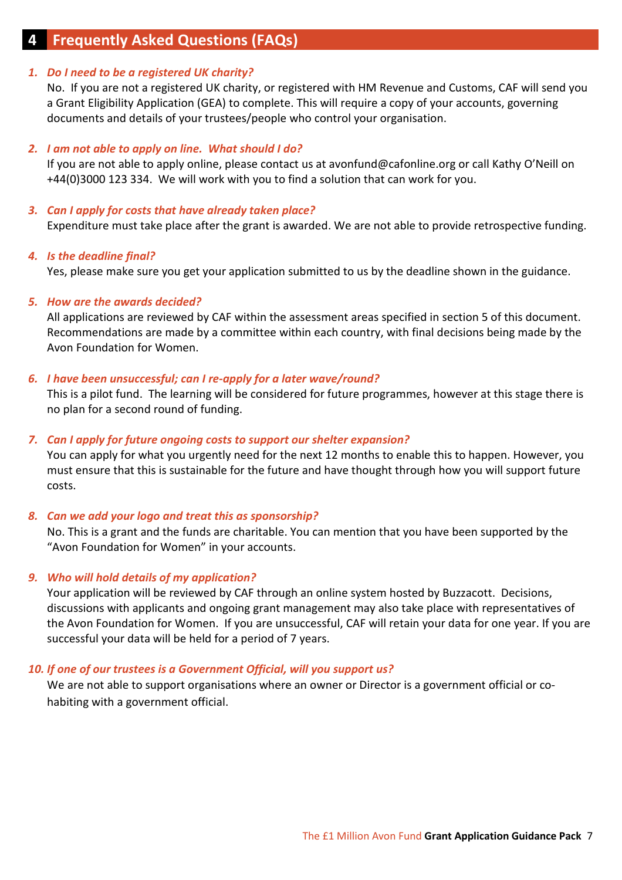## 4 Frequently Asked Questions (FAQs)

1. ***Do I need to be a registered UK charity?***

   No. If you are not a registered UK charity, or registered with HM Revenue and Customs, CAF will send you a Grant Eligibility Application (GEA) to complete. This will require a copy of your accounts, governing documents and details of your trustees/people who control your organisation.

2. ***I am not able to apply on line. What should I do?***

   If you are not able to apply online, please contact us at avonfund@cafonline.org or call Kathy O'Neill on +44(0)3000 123 334. We will work with you to find a solution that can work for you.

3. ***Can I apply for costs that have already taken place?***

   Expenditure must take place after the grant is awarded. We are not able to provide retrospective funding.

4. ***Is the deadline final?***

   Yes, please make sure you get your application submitted to us by the deadline shown in the guidance.

5. ***How are the awards decided?***

   All applications are reviewed by CAF within the assessment areas specified in section 5 of this document. Recommendations are made by a committee within each country, with final decisions being made by the Avon Foundation for Women.

6. ***I have been unsuccessful; can I re-apply for a later wave/round?***

   This is a pilot fund. The learning will be considered for future programmes, however at this stage there is no plan for a second round of funding.

7. ***Can I apply for future ongoing costs to support our shelter expansion?***

   You can apply for what you urgently need for the next 12 months to enable this to happen. However, you must ensure that this is sustainable for the future and have thought through how you will support future costs.

8. ***Can we add your logo and treat this as sponsorship?***

   No. This is a grant and the funds are charitable. You can mention that you have been supported by the "Avon Foundation for Women" in your accounts.

9. ***Who will hold details of my application?***

   Your application will be reviewed by CAF through an online system hosted by Buzzacott. Decisions, discussions with applicants and ongoing grant management may also take place with representatives of the Avon Foundation for Women. If you are unsuccessful, CAF will retain your data for one year. If you are successful your data will be held for a period of 7 years.

10. ***If one of our trustees is a Government Official, will you support us?***

    We are not able to support organisations where an owner or Director is a government official or co-habiting with a government official.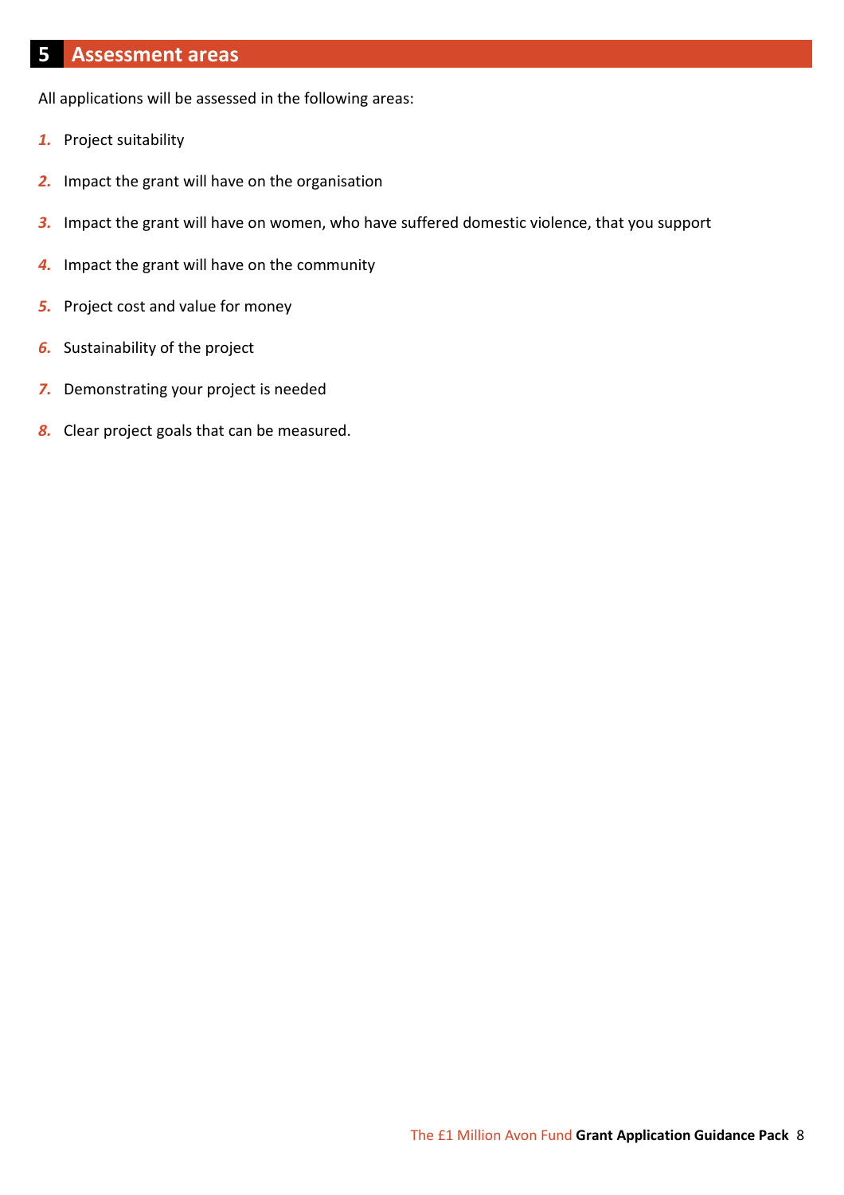## 5 Assessment areas

All applications will be assessed in the following areas:

1. Project suitability
2. Impact the grant will have on the organisation
3. Impact the grant will have on women, who have suffered domestic violence, that you support
4. Impact the grant will have on the community
5. Project cost and value for money
6. Sustainability of the project
7. Demonstrating your project is needed
8. Clear project goals that can be measured.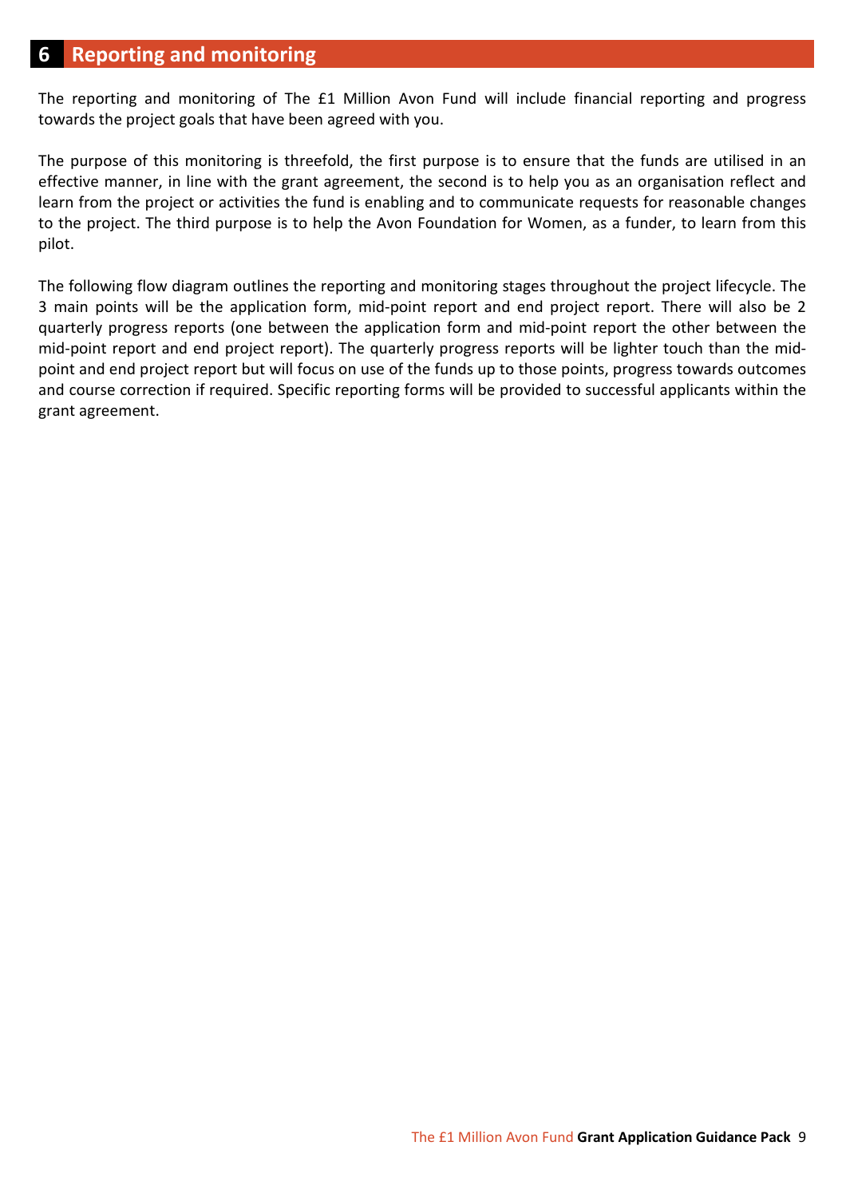## 6 Reporting and monitoring

The reporting and monitoring of The £1 Million Avon Fund will include financial reporting and progress towards the project goals that have been agreed with you.

The purpose of this monitoring is threefold, the first purpose is to ensure that the funds are utilised in an effective manner, in line with the grant agreement, the second is to help you as an organisation reflect and learn from the project or activities the fund is enabling and to communicate requests for reasonable changes to the project. The third purpose is to help the Avon Foundation for Women, as a funder, to learn from this pilot.

The following flow diagram outlines the reporting and monitoring stages throughout the project lifecycle. The 3 main points will be the application form, mid-point report and end project report. There will also be 2 quarterly progress reports (one between the application form and mid-point report the other between the mid-point report and end project report). The quarterly progress reports will be lighter touch than the mid-point and end project report but will focus on use of the funds up to those points, progress towards outcomes and course correction if required. Specific reporting forms will be provided to successful applicants within the grant agreement.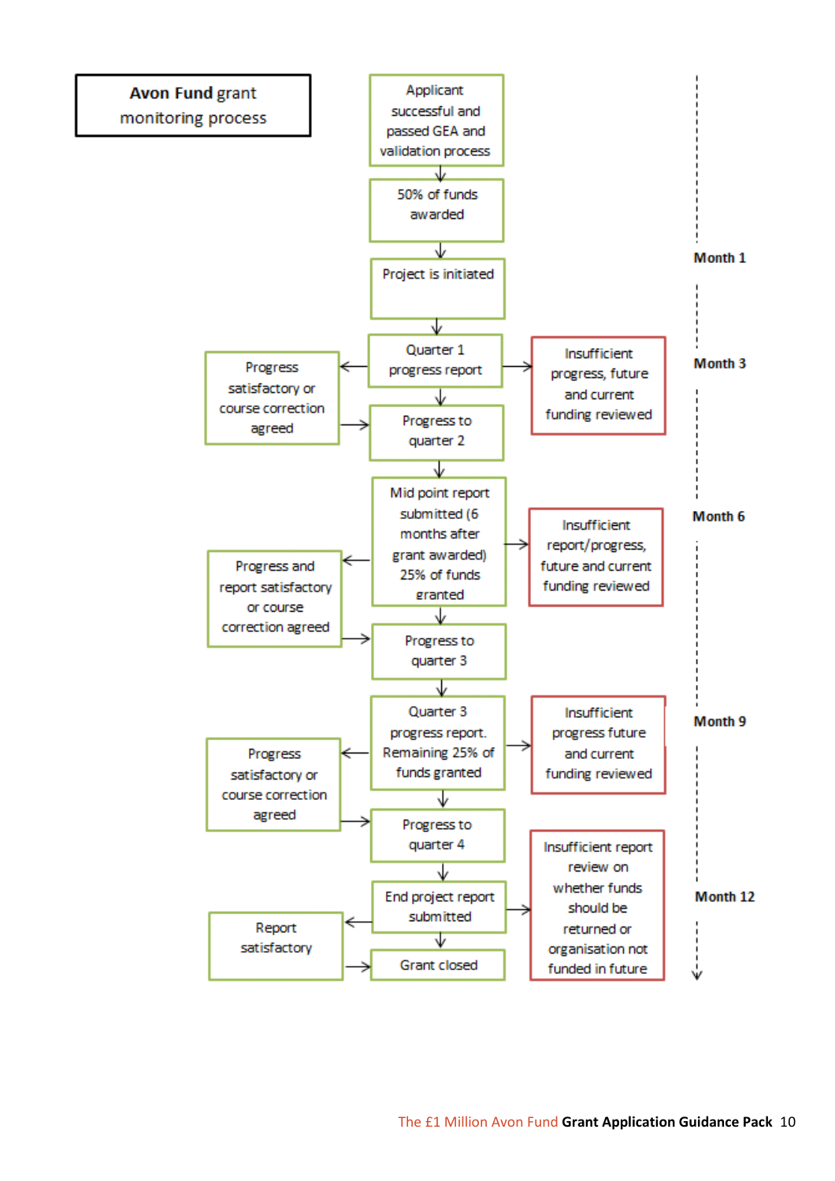**Avon Fund** grant monitoring process

Applicant successful and passed GEA and validation process

50% of funds awarded

Project is initiated

Month 1

Quarter 1 progress report

Progress satisfactory or course correction agreed

Insufficient progress, future and current funding reviewed

Month 3

Progress to quarter 2

Mid point report submitted (6 months after grant awarded) 25% of funds granted

Progress and report satisfactory or course correction agreed

Insufficient report/progress, future and current funding reviewed

Month 6

Progress to quarter 3

Quarter 3 progress report. Remaining 25% of funds granted

Progress satisfactory or course correction agreed

Insufficient progress future and current funding reviewed

Month 9

Progress to quarter 4

End project report submitted

Report satisfactory

Insufficient report review on whether funds should be returned or organisation not funded in future

Month 12

Grant closed